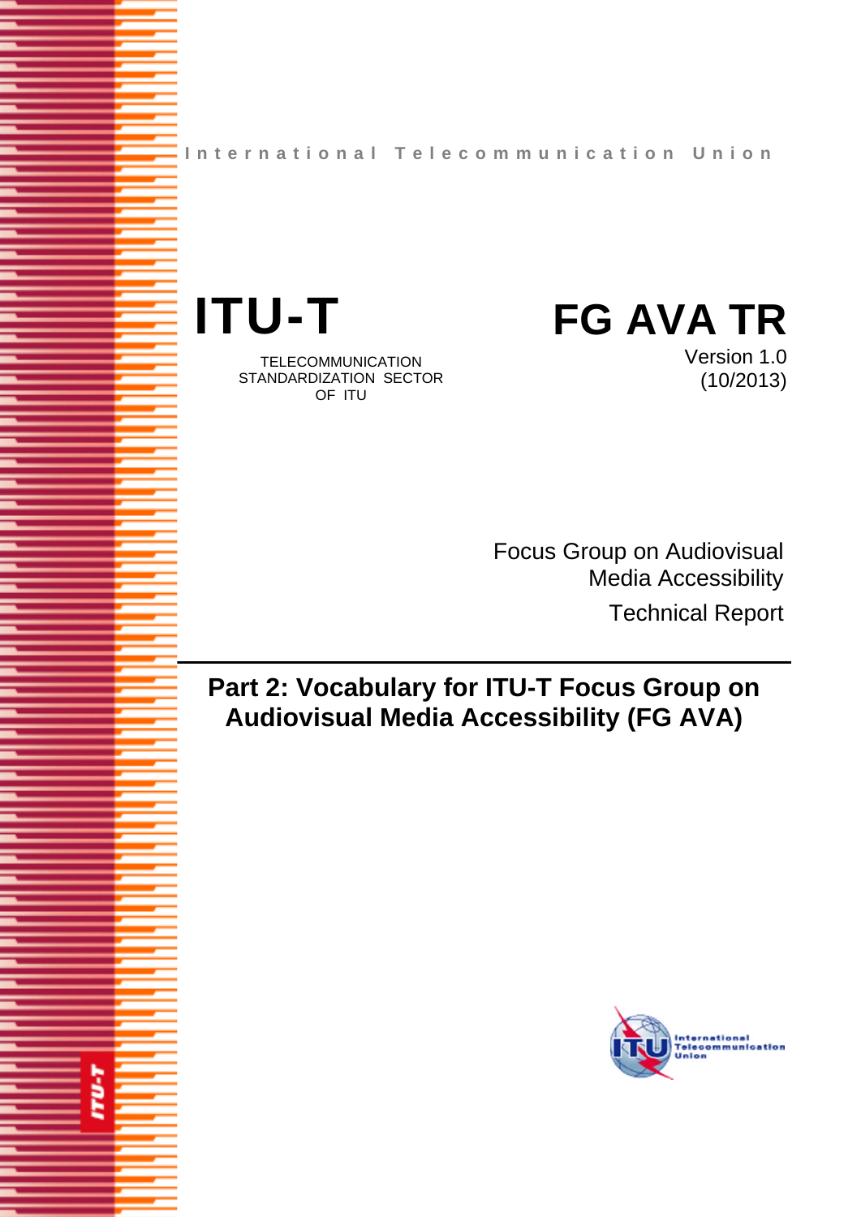International Telecommunication Union

# ITU-T

TELECOMMUNICATION STANDARDIZATION SECTOR OF ITU

# FG AVA TR

Version 1.0
(10/2013)

Focus Group on Audiovisual Media Accessibility

Technical Report

---

## Part 2: Vocabulary for ITU-T Focus Group on Audiovisual Media Accessibility (FG AVA)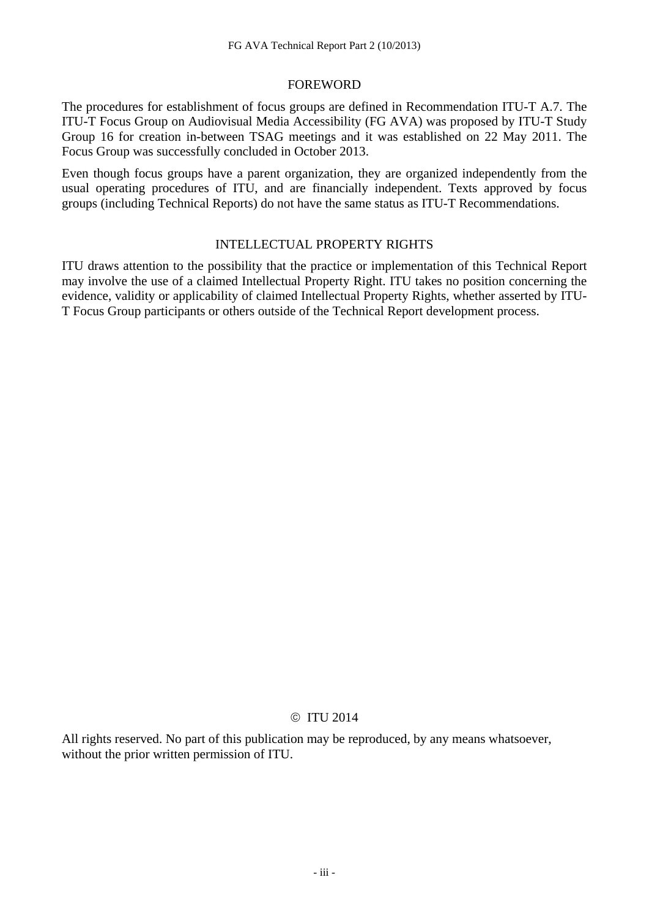## FOREWORD

The procedures for establishment of focus groups are defined in Recommendation ITU-T A.7. The ITU-T Focus Group on Audiovisual Media Accessibility (FG AVA) was proposed by ITU-T Study Group 16 for creation in-between TSAG meetings and it was established on 22 May 2011. The Focus Group was successfully concluded in October 2013.

Even though focus groups have a parent organization, they are organized independently from the usual operating procedures of ITU, and are financially independent. Texts approved by focus groups (including Technical Reports) do not have the same status as ITU-T Recommendations.

## INTELLECTUAL PROPERTY RIGHTS

ITU draws attention to the possibility that the practice or implementation of this Technical Report may involve the use of a claimed Intellectual Property Right. ITU takes no position concerning the evidence, validity or applicability of claimed Intellectual Property Rights, whether asserted by ITU-T Focus Group participants or others outside of the Technical Report development process.

© ITU 2014

All rights reserved. No part of this publication may be reproduced, by any means whatsoever, without the prior written permission of ITU.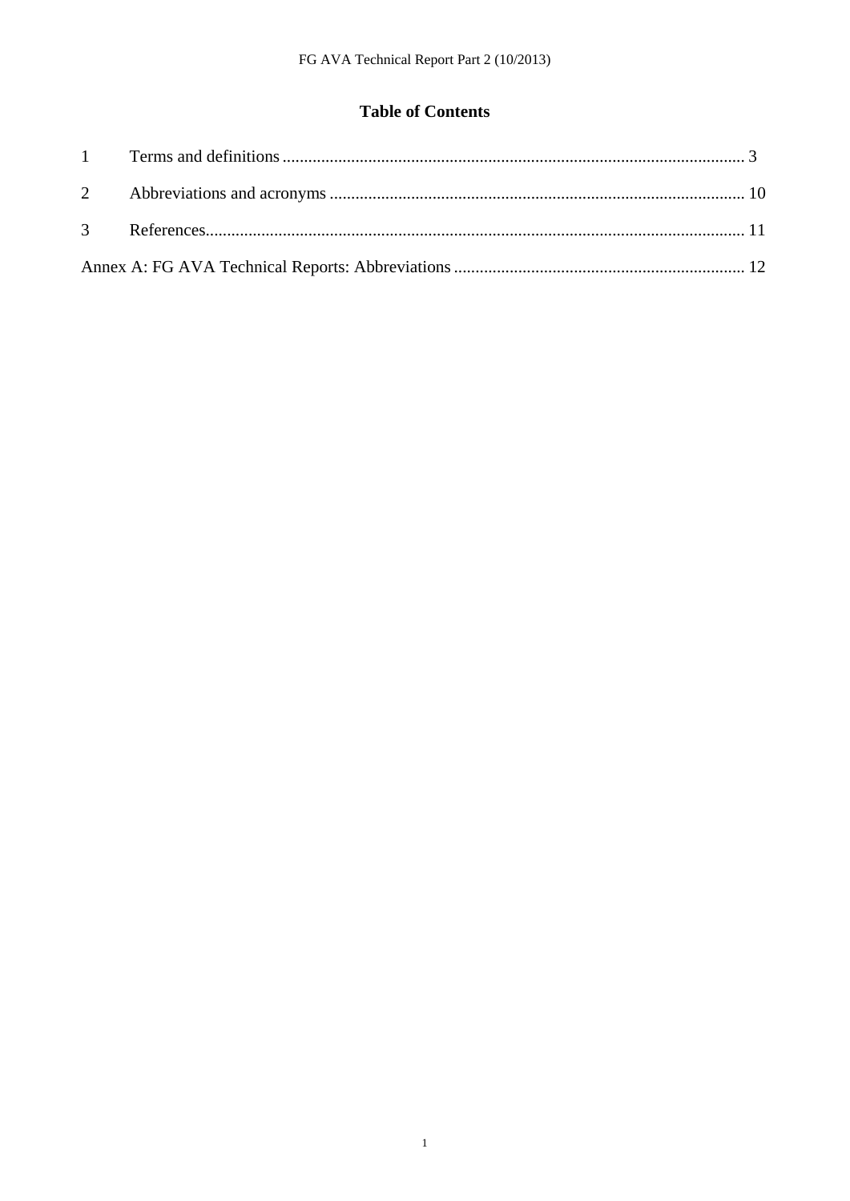# Table of Contents

1 Terms and definitions ... 3

2 Abbreviations and acronyms ... 10

3 References ... 11

Annex A: FG AVA Technical Reports: Abbreviations ... 12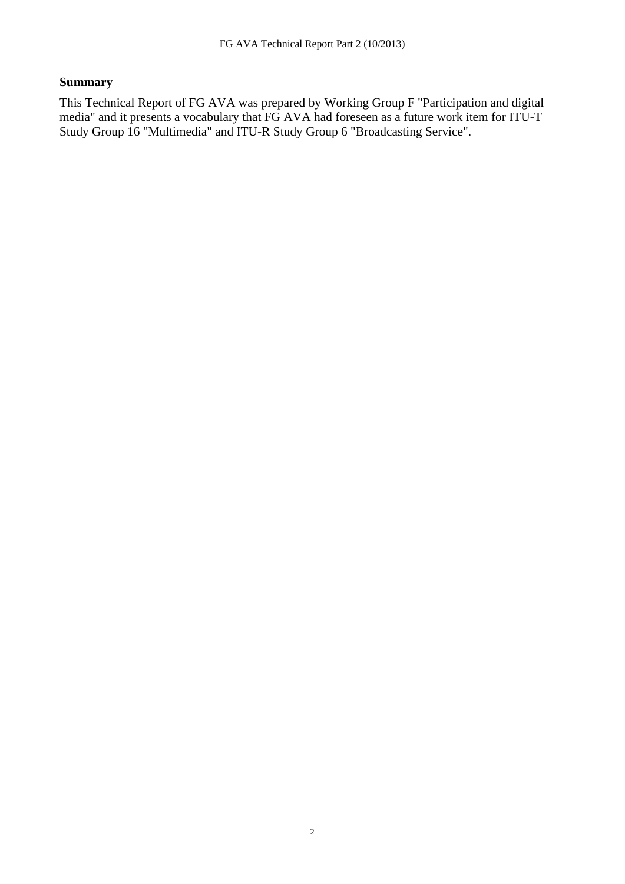**Summary**

This Technical Report of FG AVA was prepared by Working Group F "Participation and digital media" and it presents a vocabulary that FG AVA had foreseen as a future work item for ITU-T Study Group 16 "Multimedia" and ITU-R Study Group 6 "Broadcasting Service".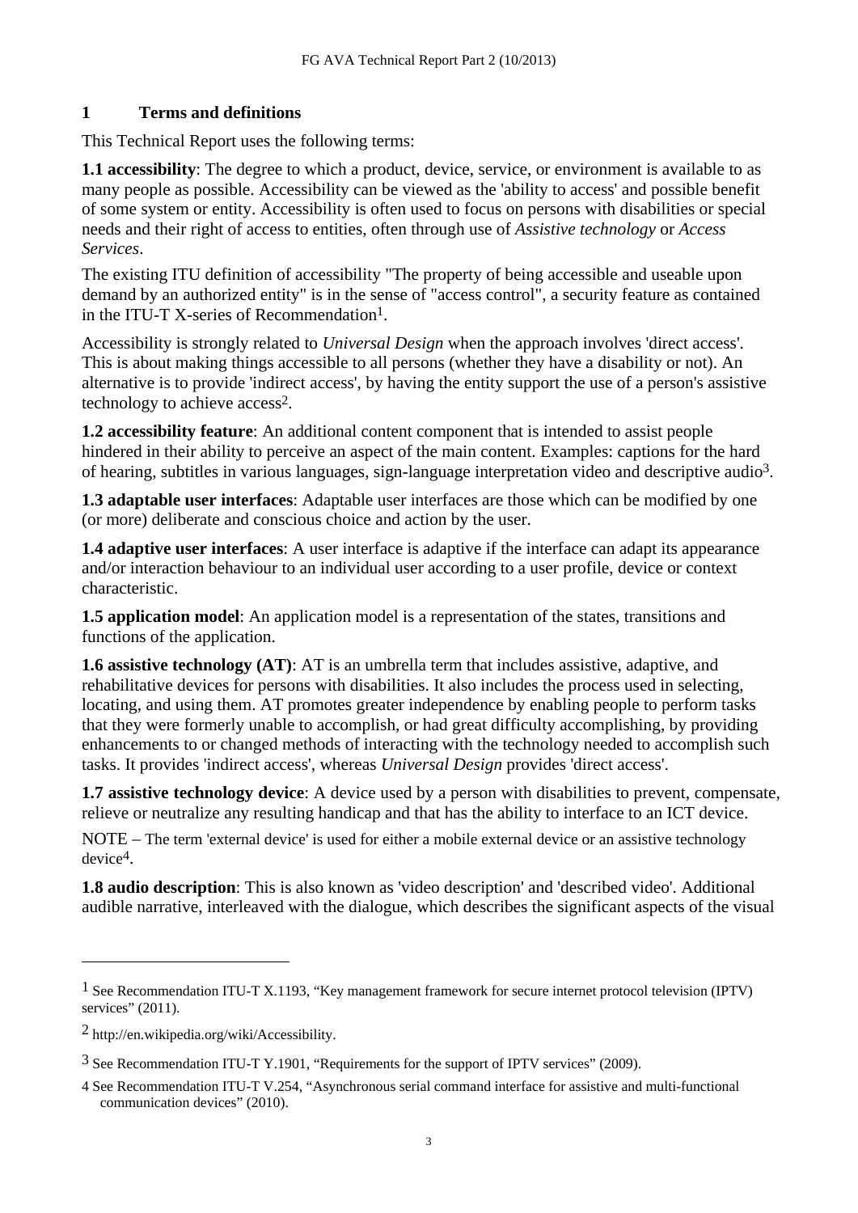# 1 Terms and definitions

This Technical Report uses the following terms:

**1.1 accessibility**: The degree to which a product, device, service, or environment is available to as many people as possible. Accessibility can be viewed as the 'ability to access' and possible benefit of some system or entity. Accessibility is often used to focus on persons with disabilities or special needs and their right of access to entities, often through use of *Assistive technology* or *Access Services*.

The existing ITU definition of accessibility "The property of being accessible and useable upon demand by an authorized entity" is in the sense of "access control", a security feature as contained in the ITU-T X-series of Recommendation[1].

Accessibility is strongly related to *Universal Design* when the approach involves 'direct access'. This is about making things accessible to all persons (whether they have a disability or not). An alternative is to provide 'indirect access', by having the entity support the use of a person's assistive technology to achieve access[2].

**1.2 accessibility feature**: An additional content component that is intended to assist people hindered in their ability to perceive an aspect of the main content. Examples: captions for the hard of hearing, subtitles in various languages, sign-language interpretation video and descriptive audio[3].

**1.3 adaptable user interfaces**: Adaptable user interfaces are those which can be modified by one (or more) deliberate and conscious choice and action by the user.

**1.4 adaptive user interfaces**: A user interface is adaptive if the interface can adapt its appearance and/or interaction behaviour to an individual user according to a user profile, device or context characteristic.

**1.5 application model**: An application model is a representation of the states, transitions and functions of the application.

**1.6 assistive technology (AT)**: AT is an umbrella term that includes assistive, adaptive, and rehabilitative devices for persons with disabilities. It also includes the process used in selecting, locating, and using them. AT promotes greater independence by enabling people to perform tasks that they were formerly unable to accomplish, or had great difficulty accomplishing, by providing enhancements to or changed methods of interacting with the technology needed to accomplish such tasks. It provides 'indirect access', whereas *Universal Design* provides 'direct access'.

**1.7 assistive technology device**: A device used by a person with disabilities to prevent, compensate, relieve or neutralize any resulting handicap and that has the ability to interface to an ICT device.

NOTE – The term 'external device' is used for either a mobile external device or an assistive technology device[4].

**1.8 audio description**: This is also known as 'video description' and 'described video'. Additional audible narrative, interleaved with the dialogue, which describes the significant aspects of the visual

---

[1] See Recommendation ITU-T X.1193, "Key management framework for secure internet protocol television (IPTV) services" (2011).

[2] http://en.wikipedia.org/wiki/Accessibility.

[3] See Recommendation ITU-T Y.1901, "Requirements for the support of IPTV services" (2009).

[4] See Recommendation ITU-T V.254, "Asynchronous serial command interface for assistive and multi-functional communication devices" (2010).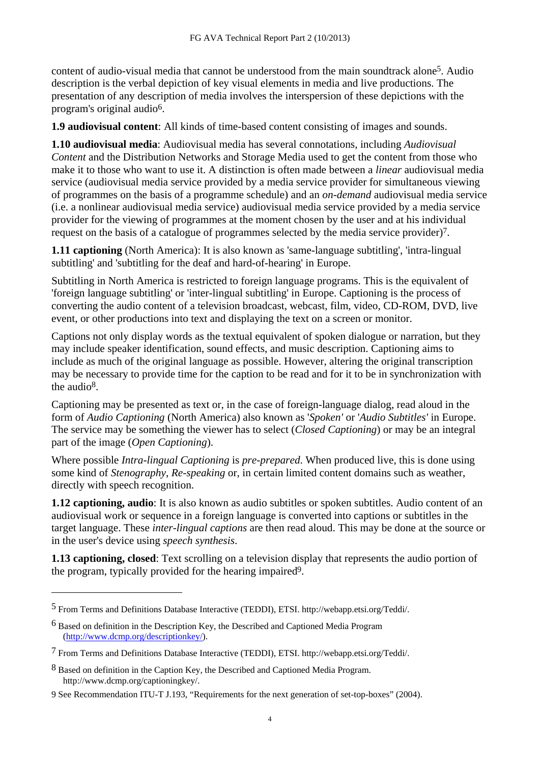content of audio-visual media that cannot be understood from the main soundtrack alone[5]. Audio description is the verbal depiction of key visual elements in media and live productions. The presentation of any description of media involves the interspersion of these depictions with the program's original audio[6].

**1.9 audiovisual content**: All kinds of time-based content consisting of images and sounds.

**1.10 audiovisual media**: Audiovisual media has several connotations, including *Audiovisual Content* and the Distribution Networks and Storage Media used to get the content from those who make it to those who want to use it. A distinction is often made between a *linear* audiovisual media service (audiovisual media service provided by a media service provider for simultaneous viewing of programmes on the basis of a programme schedule) and an *on-demand* audiovisual media service (i.e. a nonlinear audiovisual media service) audiovisual media service provided by a media service provider for the viewing of programmes at the moment chosen by the user and at his individual request on the basis of a catalogue of programmes selected by the media service provider)[7].

**1.11 captioning** (North America): It is also known as 'same-language subtitling', 'intra-lingual subtitling' and 'subtitling for the deaf and hard-of-hearing' in Europe.

Subtitling in North America is restricted to foreign language programs. This is the equivalent of 'foreign language subtitling' or 'inter-lingual subtitling' in Europe. Captioning is the process of converting the audio content of a television broadcast, webcast, film, video, CD-ROM, DVD, live event, or other productions into text and displaying the text on a screen or monitor.

Captions not only display words as the textual equivalent of spoken dialogue or narration, but they may include speaker identification, sound effects, and music description. Captioning aims to include as much of the original language as possible. However, altering the original transcription may be necessary to provide time for the caption to be read and for it to be in synchronization with the audio[8].

Captioning may be presented as text or, in the case of foreign-language dialog, read aloud in the form of *Audio Captioning* (North America) also known as '*Spoken*' or '*Audio Subtitles*' in Europe. The service may be something the viewer has to select (*Closed Captioning*) or may be an integral part of the image (*Open Captioning*).

Where possible *Intra-lingual Captioning* is *pre-prepared*. When produced live, this is done using some kind of *Stenography*, *Re-speaking* or, in certain limited content domains such as weather, directly with speech recognition.

**1.12 captioning, audio**: It is also known as audio subtitles or spoken subtitles. Audio content of an audiovisual work or sequence in a foreign language is converted into captions or subtitles in the target language. These *inter-lingual captions* are then read aloud. This may be done at the source or in the user's device using *speech synthesis*.

**1.13 captioning, closed**: Text scrolling on a television display that represents the audio portion of the program, typically provided for the hearing impaired[9].

---

[5] From Terms and Definitions Database Interactive (TEDDI), ETSI. http://webapp.etsi.org/Teddi/.

[6] Based on definition in the Description Key, the Described and Captioned Media Program (http://www.dcmp.org/descriptionkey/).

[7] From Terms and Definitions Database Interactive (TEDDI), ETSI. http://webapp.etsi.org/Teddi/.

[8] Based on definition in the Caption Key, the Described and Captioned Media Program. http://www.dcmp.org/captioningkey/.

[9] See Recommendation ITU-T J.193, "Requirements for the next generation of set-top-boxes" (2004).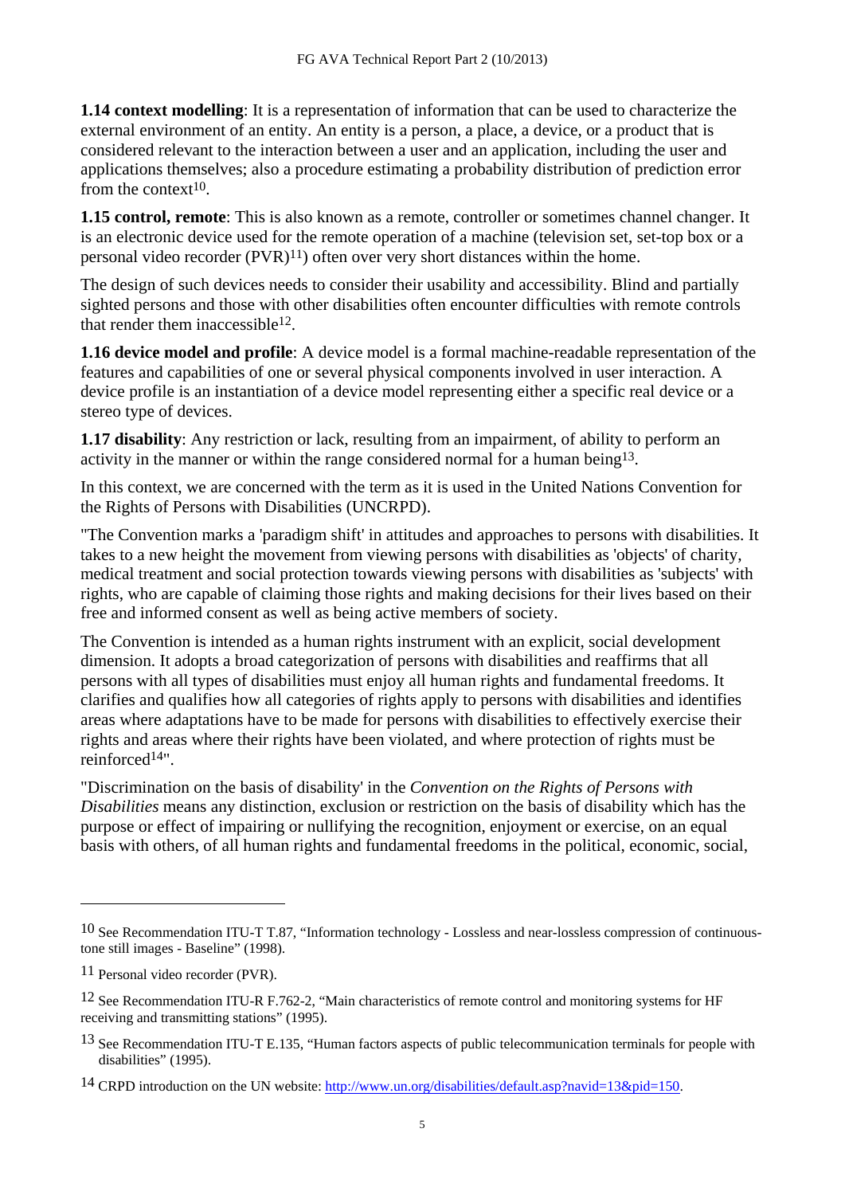**1.14 context modelling**: It is a representation of information that can be used to characterize the external environment of an entity. An entity is a person, a place, a device, or a product that is considered relevant to the interaction between a user and an application, including the user and applications themselves; also a procedure estimating a probability distribution of prediction error from the context[10].

**1.15 control, remote**: This is also known as a remote, controller or sometimes channel changer. It is an electronic device used for the remote operation of a machine (television set, set-top box or a personal video recorder (PVR)[11]) often over very short distances within the home.

The design of such devices needs to consider their usability and accessibility. Blind and partially sighted persons and those with other disabilities often encounter difficulties with remote controls that render them inaccessible[12].

**1.16 device model and profile**: A device model is a formal machine-readable representation of the features and capabilities of one or several physical components involved in user interaction. A device profile is an instantiation of a device model representing either a specific real device or a stereo type of devices.

**1.17 disability**: Any restriction or lack, resulting from an impairment, of ability to perform an activity in the manner or within the range considered normal for a human being[13].

In this context, we are concerned with the term as it is used in the United Nations Convention for the Rights of Persons with Disabilities (UNCRPD).

"The Convention marks a 'paradigm shift' in attitudes and approaches to persons with disabilities. It takes to a new height the movement from viewing persons with disabilities as 'objects' of charity, medical treatment and social protection towards viewing persons with disabilities as 'subjects' with rights, who are capable of claiming those rights and making decisions for their lives based on their free and informed consent as well as being active members of society.

The Convention is intended as a human rights instrument with an explicit, social development dimension. It adopts a broad categorization of persons with disabilities and reaffirms that all persons with all types of disabilities must enjoy all human rights and fundamental freedoms. It clarifies and qualifies how all categories of rights apply to persons with disabilities and identifies areas where adaptations have to be made for persons with disabilities to effectively exercise their rights and areas where their rights have been violated, and where protection of rights must be reinforced[14]".

"Discrimination on the basis of disability' in the *Convention on the Rights of Persons with Disabilities* means any distinction, exclusion or restriction on the basis of disability which has the purpose or effect of impairing or nullifying the recognition, enjoyment or exercise, on an equal basis with others, of all human rights and fundamental freedoms in the political, economic, social,

---

[10] See Recommendation ITU-T T.87, "Information technology - Lossless and near-lossless compression of continuous-tone still images - Baseline" (1998).

[11] Personal video recorder (PVR).

[12] See Recommendation ITU-R F.762-2, "Main characteristics of remote control and monitoring systems for HF receiving and transmitting stations" (1995).

[13] See Recommendation ITU-T E.135, "Human factors aspects of public telecommunication terminals for people with disabilities" (1995).

[14] CRPD introduction on the UN website: http://www.un.org/disabilities/default.asp?navid=13&pid=150.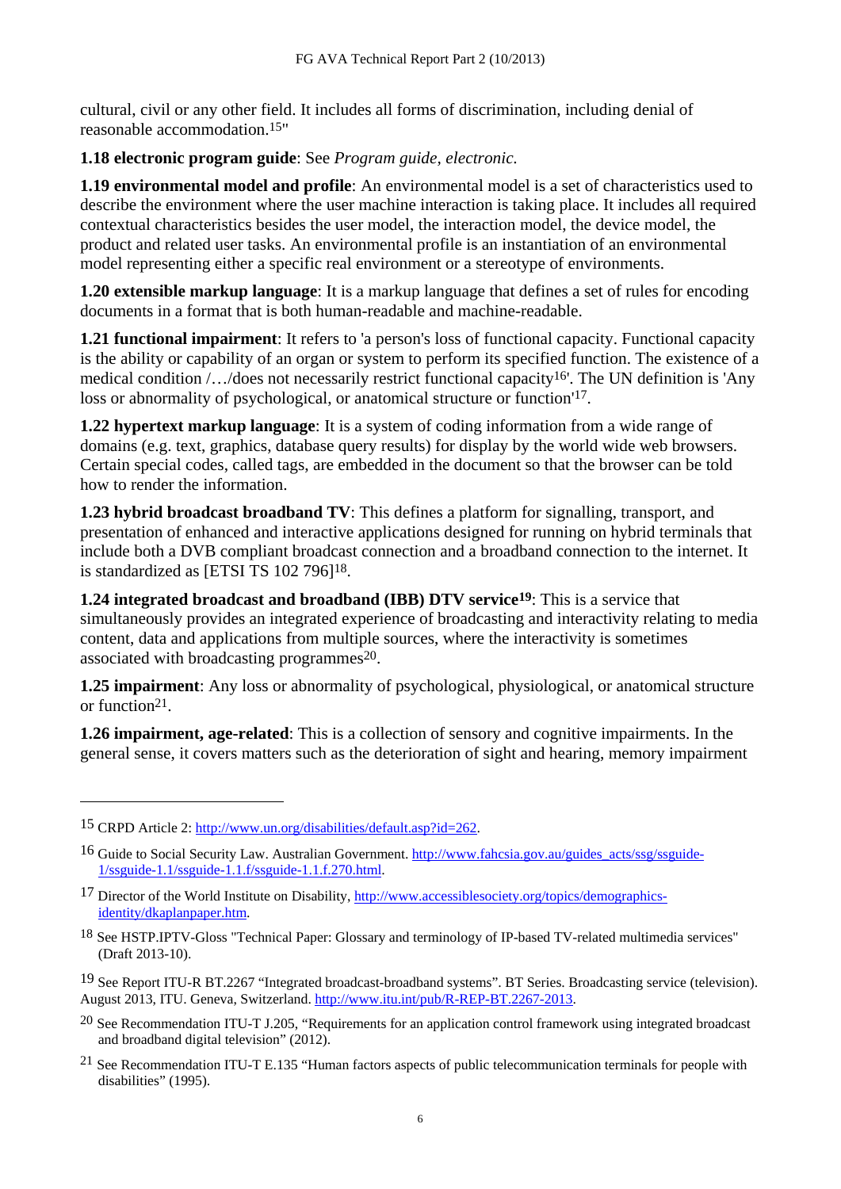cultural, civil or any other field. It includes all forms of discrimination, including denial of reasonable accommodation.[15]"

**1.18 electronic program guide**: See *Program guide, electronic.*

**1.19 environmental model and profile**: An environmental model is a set of characteristics used to describe the environment where the user machine interaction is taking place. It includes all required contextual characteristics besides the user model, the interaction model, the device model, the product and related user tasks. An environmental profile is an instantiation of an environmental model representing either a specific real environment or a stereotype of environments.

**1.20 extensible markup language**: It is a markup language that defines a set of rules for encoding documents in a format that is both human-readable and machine-readable.

**1.21 functional impairment**: It refers to 'a person's loss of functional capacity. Functional capacity is the ability or capability of an organ or system to perform its specified function. The existence of a medical condition /…/does not necessarily restrict functional capacity[16]'. The UN definition is 'Any loss or abnormality of psychological, or anatomical structure or function'[17].

**1.22 hypertext markup language**: It is a system of coding information from a wide range of domains (e.g. text, graphics, database query results) for display by the world wide web browsers. Certain special codes, called tags, are embedded in the document so that the browser can be told how to render the information.

**1.23 hybrid broadcast broadband TV**: This defines a platform for signalling, transport, and presentation of enhanced and interactive applications designed for running on hybrid terminals that include both a DVB compliant broadcast connection and a broadband connection to the internet. It is standardized as [ETSI TS 102 796][18].

**1.24 integrated broadcast and broadband (IBB) DTV service[19]**: This is a service that simultaneously provides an integrated experience of broadcasting and interactivity relating to media content, data and applications from multiple sources, where the interactivity is sometimes associated with broadcasting programmes[20].

**1.25 impairment**: Any loss or abnormality of psychological, physiological, or anatomical structure or function[21].

**1.26 impairment, age-related**: This is a collection of sensory and cognitive impairments. In the general sense, it covers matters such as the deterioration of sight and hearing, memory impairment

---

[15] CRPD Article 2: http://www.un.org/disabilities/default.asp?id=262.

[16] Guide to Social Security Law. Australian Government. http://www.fahcsia.gov.au/guides_acts/ssg/ssguide-1/ssguide-1.1/ssguide-1.1.f/ssguide-1.1.f.270.html.

[17] Director of the World Institute on Disability, http://www.accessiblesociety.org/topics/demographics-identity/dkaplanpaper.htm.

[18] See HSTP.IPTV-Gloss "Technical Paper: Glossary and terminology of IP-based TV-related multimedia services" (Draft 2013-10).

[19] See Report ITU-R BT.2267 "Integrated broadcast-broadband systems". BT Series. Broadcasting service (television). August 2013, ITU. Geneva, Switzerland. http://www.itu.int/pub/R-REP-BT.2267-2013.

[20] See Recommendation ITU-T J.205, "Requirements for an application control framework using integrated broadcast and broadband digital television" (2012).

[21] See Recommendation ITU-T E.135 "Human factors aspects of public telecommunication terminals for people with disabilities" (1995).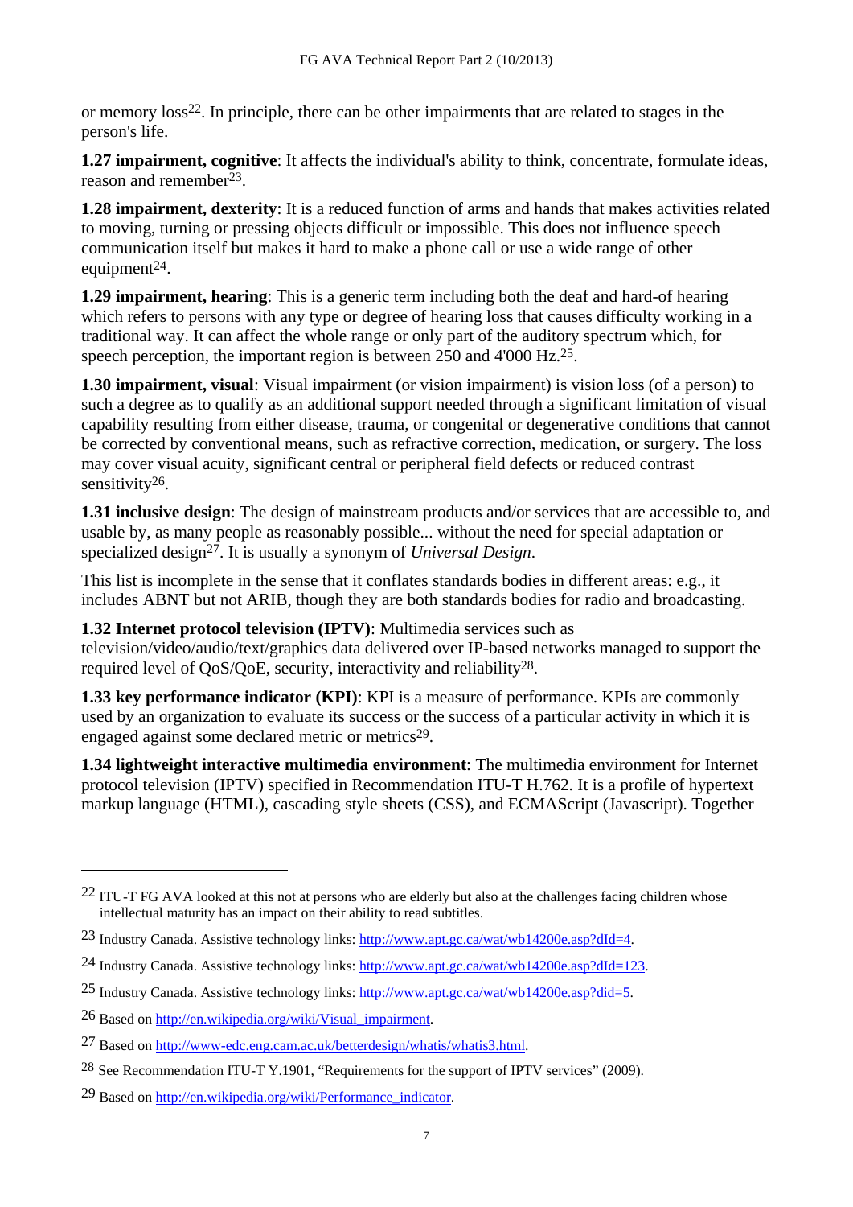or memory loss[22]. In principle, there can be other impairments that are related to stages in the person's life.

**1.27 impairment, cognitive**: It affects the individual's ability to think, concentrate, formulate ideas, reason and remember[23].

**1.28 impairment, dexterity**: It is a reduced function of arms and hands that makes activities related to moving, turning or pressing objects difficult or impossible. This does not influence speech communication itself but makes it hard to make a phone call or use a wide range of other equipment[24].

**1.29 impairment, hearing**: This is a generic term including both the deaf and hard-of hearing which refers to persons with any type or degree of hearing loss that causes difficulty working in a traditional way. It can affect the whole range or only part of the auditory spectrum which, for speech perception, the important region is between 250 and 4'000 Hz.[25].

**1.30 impairment, visual**: Visual impairment (or vision impairment) is vision loss (of a person) to such a degree as to qualify as an additional support needed through a significant limitation of visual capability resulting from either disease, trauma, or congenital or degenerative conditions that cannot be corrected by conventional means, such as refractive correction, medication, or surgery. The loss may cover visual acuity, significant central or peripheral field defects or reduced contrast sensitivity[26].

**1.31 inclusive design**: The design of mainstream products and/or services that are accessible to, and usable by, as many people as reasonably possible... without the need for special adaptation or specialized design[27]. It is usually a synonym of *Universal Design*.

This list is incomplete in the sense that it conflates standards bodies in different areas: e.g., it includes ABNT but not ARIB, though they are both standards bodies for radio and broadcasting.

**1.32 Internet protocol television (IPTV)**: Multimedia services such as television/video/audio/text/graphics data delivered over IP-based networks managed to support the required level of QoS/QoE, security, interactivity and reliability[28].

**1.33 key performance indicator (KPI)**: KPI is a measure of performance. KPIs are commonly used by an organization to evaluate its success or the success of a particular activity in which it is engaged against some declared metric or metrics[29].

**1.34 lightweight interactive multimedia environment**: The multimedia environment for Internet protocol television (IPTV) specified in Recommendation ITU-T H.762. It is a profile of hypertext markup language (HTML), cascading style sheets (CSS), and ECMAScript (Javascript). Together

---

[22] ITU-T FG AVA looked at this not at persons who are elderly but also at the challenges facing children whose intellectual maturity has an impact on their ability to read subtitles.

[23] Industry Canada. Assistive technology links: http://www.apt.gc.ca/wat/wb14200e.asp?dId=4.

[24] Industry Canada. Assistive technology links: http://www.apt.gc.ca/wat/wb14200e.asp?dId=123.

[25] Industry Canada. Assistive technology links: http://www.apt.gc.ca/wat/wb14200e.asp?did=5.

[26] Based on http://en.wikipedia.org/wiki/Visual_impairment.

[27] Based on http://www-edc.eng.cam.ac.uk/betterdesign/whatis/whatis3.html.

[28] See Recommendation ITU-T Y.1901, "Requirements for the support of IPTV services" (2009).

[29] Based on http://en.wikipedia.org/wiki/Performance_indicator.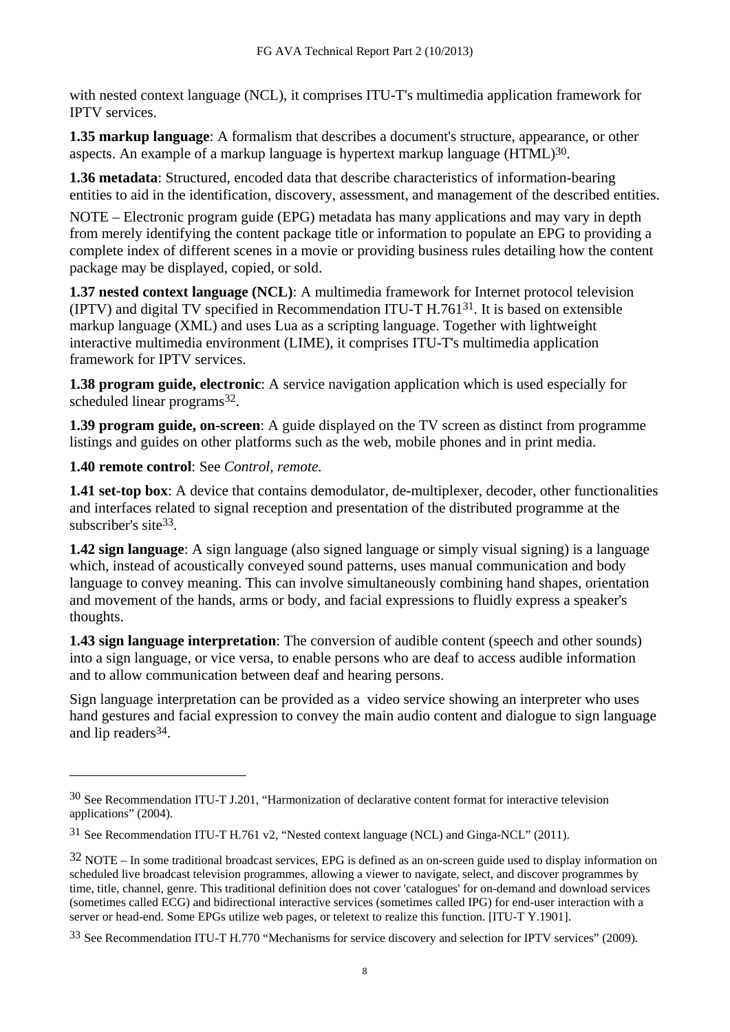with nested context language (NCL), it comprises ITU-T's multimedia application framework for IPTV services.

**1.35 markup language**: A formalism that describes a document's structure, appearance, or other aspects. An example of a markup language is hypertext markup language (HTML)[30].

**1.36 metadata**: Structured, encoded data that describe characteristics of information-bearing entities to aid in the identification, discovery, assessment, and management of the described entities.

NOTE – Electronic program guide (EPG) metadata has many applications and may vary in depth from merely identifying the content package title or information to populate an EPG to providing a complete index of different scenes in a movie or providing business rules detailing how the content package may be displayed, copied, or sold.

**1.37 nested context language (NCL)**: A multimedia framework for Internet protocol television (IPTV) and digital TV specified in Recommendation ITU-T H.761[31]. It is based on extensible markup language (XML) and uses Lua as a scripting language. Together with lightweight interactive multimedia environment (LIME), it comprises ITU-T's multimedia application framework for IPTV services.

**1.38 program guide, electronic**: A service navigation application which is used especially for scheduled linear programs[32].

**1.39 program guide, on-screen**: A guide displayed on the TV screen as distinct from programme listings and guides on other platforms such as the web, mobile phones and in print media.

**1.40 remote control**: See *Control, remote.*

**1.41 set-top box**: A device that contains demodulator, de-multiplexer, decoder, other functionalities and interfaces related to signal reception and presentation of the distributed programme at the subscriber's site[33].

**1.42 sign language**: A sign language (also signed language or simply visual signing) is a language which, instead of acoustically conveyed sound patterns, uses manual communication and body language to convey meaning. This can involve simultaneously combining hand shapes, orientation and movement of the hands, arms or body, and facial expressions to fluidly express a speaker's thoughts.

**1.43 sign language interpretation**: The conversion of audible content (speech and other sounds) into a sign language, or vice versa, to enable persons who are deaf to access audible information and to allow communication between deaf and hearing persons.

Sign language interpretation can be provided as a video service showing an interpreter who uses hand gestures and facial expression to convey the main audio content and dialogue to sign language and lip readers[34].

---

[30] See Recommendation ITU-T J.201, "Harmonization of declarative content format for interactive television applications" (2004).

[31] See Recommendation ITU-T H.761 v2, "Nested context language (NCL) and Ginga-NCL" (2011).

[32] NOTE – In some traditional broadcast services, EPG is defined as an on-screen guide used to display information on scheduled live broadcast television programmes, allowing a viewer to navigate, select, and discover programmes by time, title, channel, genre. This traditional definition does not cover 'catalogues' for on-demand and download services (sometimes called ECG) and bidirectional interactive services (sometimes called IPG) for end-user interaction with a server or head-end. Some EPGs utilize web pages, or teletext to realize this function. [ITU-T Y.1901].

[33] See Recommendation ITU-T H.770 "Mechanisms for service discovery and selection for IPTV services" (2009).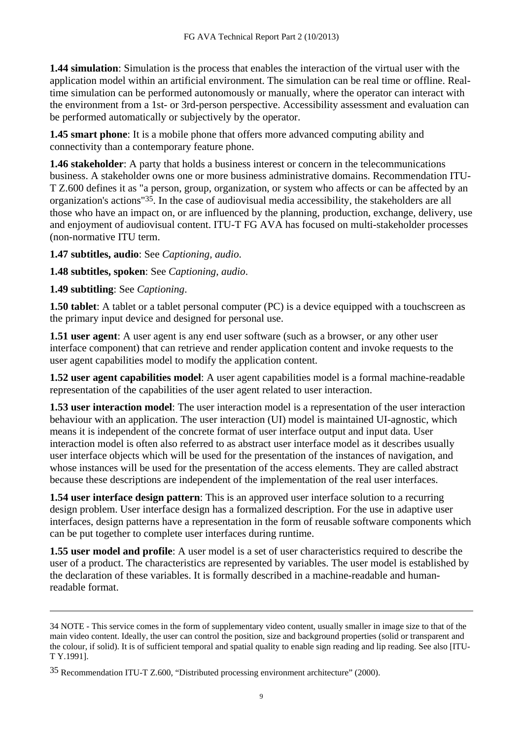**1.44 simulation**: Simulation is the process that enables the interaction of the virtual user with the application model within an artificial environment. The simulation can be real time or offline. Real-time simulation can be performed autonomously or manually, where the operator can interact with the environment from a 1st- or 3rd-person perspective. Accessibility assessment and evaluation can be performed automatically or subjectively by the operator.

**1.45 smart phone**: It is a mobile phone that offers more advanced computing ability and connectivity than a contemporary feature phone.

**1.46 stakeholder**: A party that holds a business interest or concern in the telecommunications business. A stakeholder owns one or more business administrative domains. Recommendation ITU-T Z.600 defines it as "a person, group, organization, or system who affects or can be affected by an organization's actions"[35]. In the case of audiovisual media accessibility, the stakeholders are all those who have an impact on, or are influenced by the planning, production, exchange, delivery, use and enjoyment of audiovisual content. ITU-T FG AVA has focused on multi-stakeholder processes (non-normative ITU term.

**1.47 subtitles, audio**: See *Captioning, audio.*

**1.48 subtitles, spoken**: See *Captioning, audio*.

**1.49 subtitling**: See *Captioning*.

**1.50 tablet**: A tablet or a tablet personal computer (PC) is a device equipped with a touchscreen as the primary input device and designed for personal use.

**1.51 user agent**: A user agent is any end user software (such as a browser, or any other user interface component) that can retrieve and render application content and invoke requests to the user agent capabilities model to modify the application content.

**1.52 user agent capabilities model**: A user agent capabilities model is a formal machine-readable representation of the capabilities of the user agent related to user interaction.

**1.53 user interaction model**: The user interaction model is a representation of the user interaction behaviour with an application. The user interaction (UI) model is maintained UI-agnostic, which means it is independent of the concrete format of user interface output and input data. User interaction model is often also referred to as abstract user interface model as it describes usually user interface objects which will be used for the presentation of the instances of navigation, and whose instances will be used for the presentation of the access elements. They are called abstract because these descriptions are independent of the implementation of the real user interfaces.

**1.54 user interface design pattern**: This is an approved user interface solution to a recurring design problem. User interface design has a formalized description. For the use in adaptive user interfaces, design patterns have a representation in the form of reusable software components which can be put together to complete user interfaces during runtime.

**1.55 user model and profile**: A user model is a set of user characteristics required to describe the user of a product. The characteristics are represented by variables. The user model is established by the declaration of these variables. It is formally described in a machine-readable and human-readable format.

---

34 NOTE - This service comes in the form of supplementary video content, usually smaller in image size to that of the main video content. Ideally, the user can control the position, size and background properties (solid or transparent and the colour, if solid). It is of sufficient temporal and spatial quality to enable sign reading and lip reading. See also [ITU-T Y.1991].

35 Recommendation ITU-T Z.600, "Distributed processing environment architecture" (2000).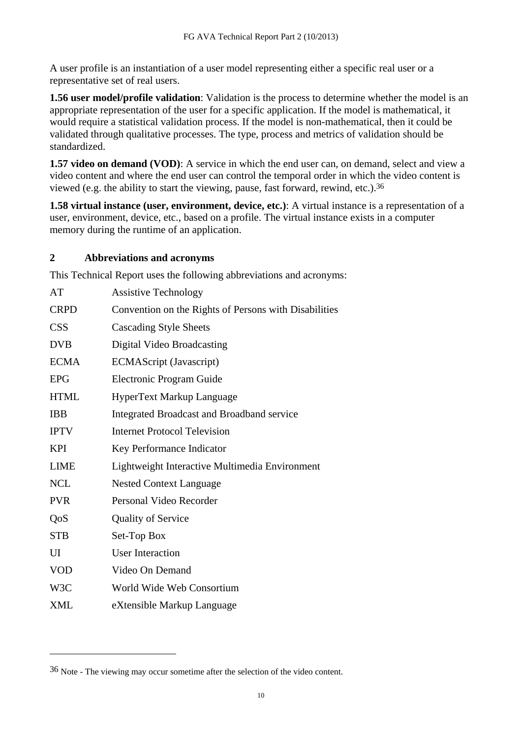A user profile is an instantiation of a user model representing either a specific real user or a representative set of real users.

**1.56 user model/profile validation**: Validation is the process to determine whether the model is an appropriate representation of the user for a specific application. If the model is mathematical, it would require a statistical validation process. If the model is non-mathematical, then it could be validated through qualitative processes. The type, process and metrics of validation should be standardized.

**1.57 video on demand (VOD)**: A service in which the end user can, on demand, select and view a video content and where the end user can control the temporal order in which the video content is viewed (e.g. the ability to start the viewing, pause, fast forward, rewind, etc.).[36]

**1.58 virtual instance (user, environment, device, etc.)**: A virtual instance is a representation of a user, environment, device, etc., based on a profile. The virtual instance exists in a computer memory during the runtime of an application.

## 2 Abbreviations and acronyms

This Technical Report uses the following abbreviations and acronyms:

| | |
|---|---|
| AT | Assistive Technology |
| CRPD | Convention on the Rights of Persons with Disabilities |
| CSS | Cascading Style Sheets |
| DVB | Digital Video Broadcasting |
| ECMA | ECMAScript (Javascript) |
| EPG | Electronic Program Guide |
| HTML | HyperText Markup Language |
| IBB | Integrated Broadcast and Broadband service |
| IPTV | Internet Protocol Television |
| KPI | Key Performance Indicator |
| LIME | Lightweight Interactive Multimedia Environment |
| NCL | Nested Context Language |
| PVR | Personal Video Recorder |
| QoS | Quality of Service |
| STB | Set-Top Box |
| UI | User Interaction |
| VOD | Video On Demand |
| W3C | World Wide Web Consortium |
| XML | eXtensible Markup Language |

[36] Note - The viewing may occur sometime after the selection of the video content.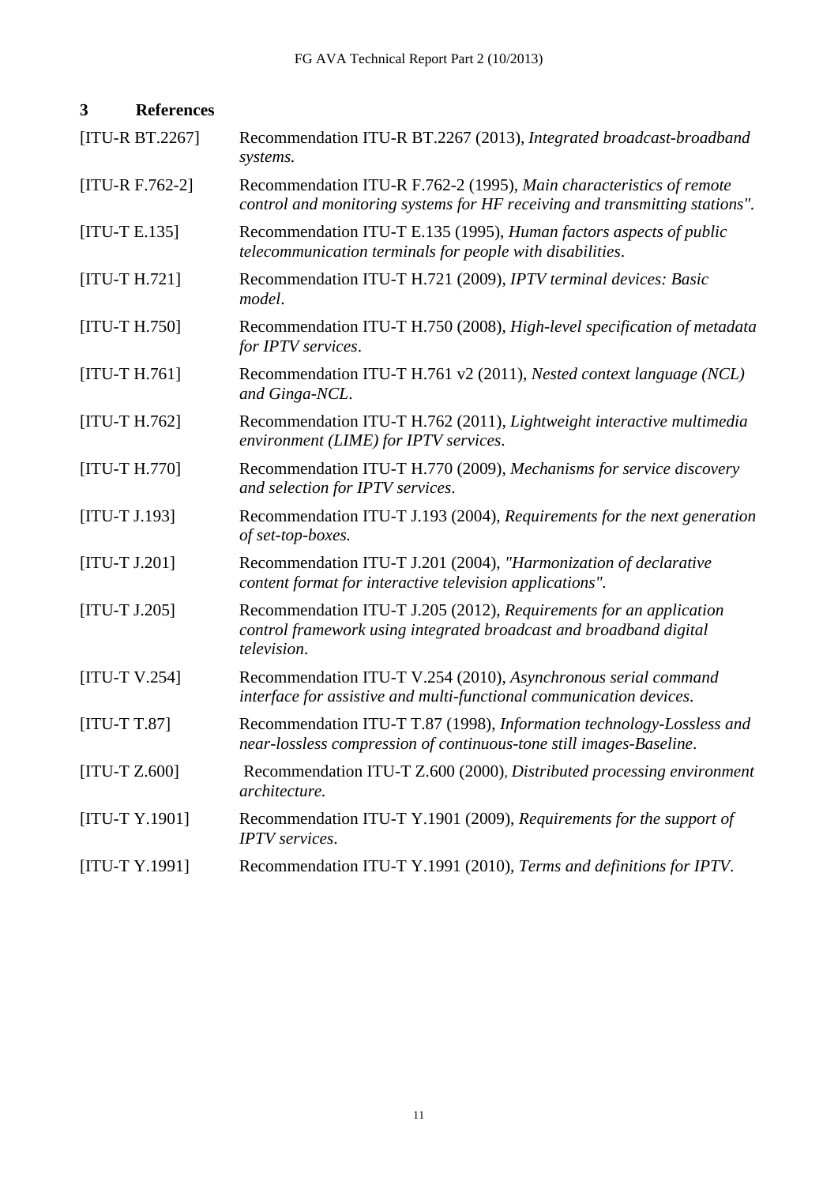# 3 References

[ITU-R BT.2267] Recommendation ITU-R BT.2267 (2013), *Integrated broadcast-broadband systems.*

[ITU-R F.762-2] Recommendation ITU-R F.762-2 (1995), *Main characteristics of remote control and monitoring systems for HF receiving and transmitting stations".*

[ITU-T E.135] Recommendation ITU-T E.135 (1995), *Human factors aspects of public telecommunication terminals for people with disabilities*.

[ITU-T H.721] Recommendation ITU-T H.721 (2009), *IPTV terminal devices: Basic model*.

[ITU-T H.750] Recommendation ITU-T H.750 (2008), *High-level specification of metadata for IPTV services*.

[ITU-T H.761] Recommendation ITU-T H.761 v2 (2011), *Nested context language (NCL) and Ginga-NCL*.

[ITU-T H.762] Recommendation ITU-T H.762 (2011), *Lightweight interactive multimedia environment (LIME) for IPTV services*.

[ITU-T H.770] Recommendation ITU-T H.770 (2009), *Mechanisms for service discovery and selection for IPTV services*.

[ITU-T J.193] Recommendation ITU-T J.193 (2004), *Requirements for the next generation of set-top-boxes.*

[ITU-T J.201] Recommendation ITU-T J.201 (2004), *"Harmonization of declarative content format for interactive television applications"*.

[ITU-T J.205] Recommendation ITU-T J.205 (2012), *Requirements for an application control framework using integrated broadcast and broadband digital television*.

[ITU-T V.254] Recommendation ITU-T V.254 (2010), *Asynchronous serial command interface for assistive and multi-functional communication devices*.

[ITU-T T.87] Recommendation ITU-T T.87 (1998), *Information technology-Lossless and near-lossless compression of continuous-tone still images-Baseline*.

[ITU-T Z.600] Recommendation ITU-T Z.600 (2000), *Distributed processing environment architecture.*

[ITU-T Y.1901] Recommendation ITU-T Y.1901 (2009), *Requirements for the support of IPTV services*.

[ITU-T Y.1991] Recommendation ITU-T Y.1991 (2010), *Terms and definitions for IPTV*.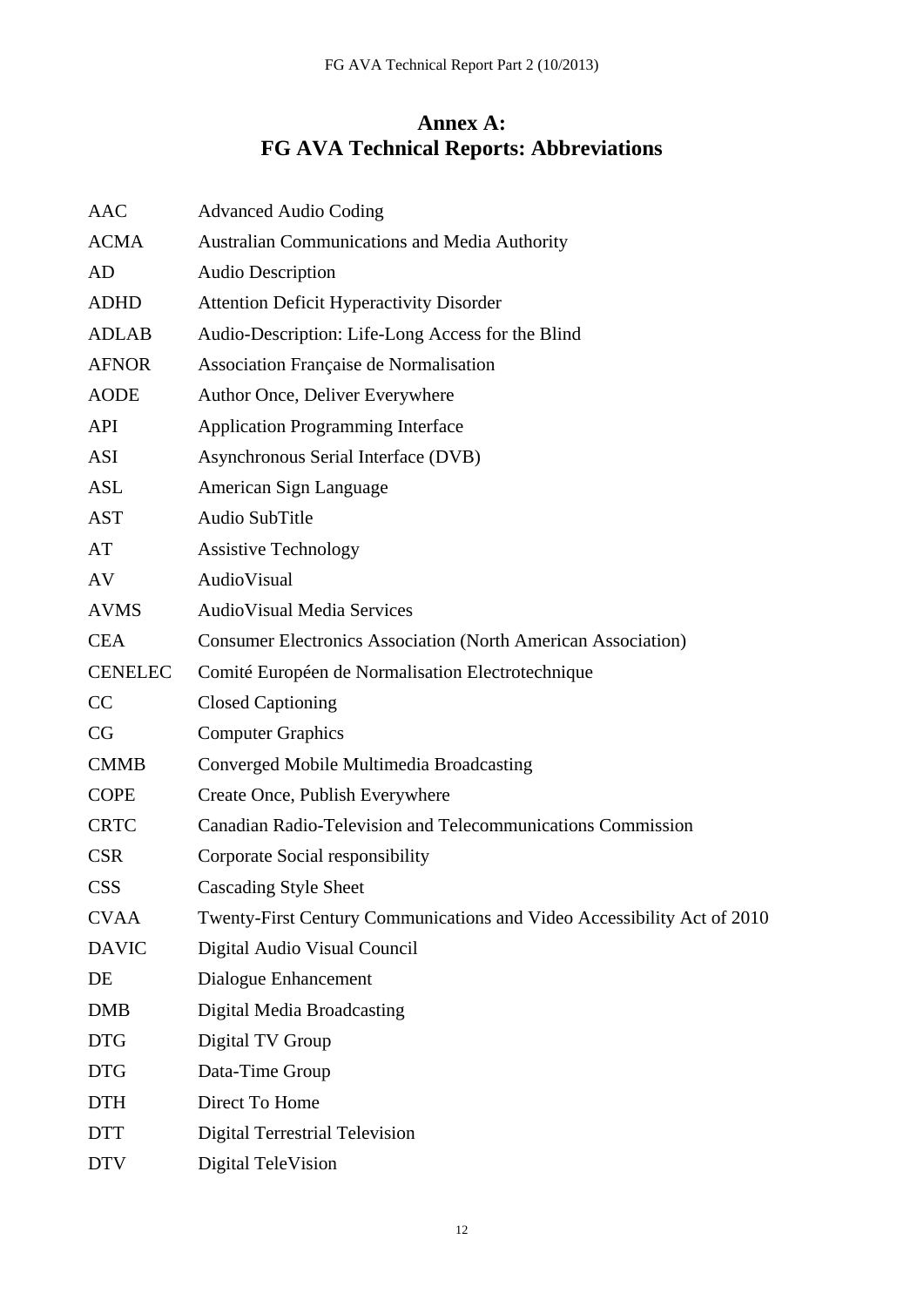# Annex A:
# FG AVA Technical Reports: Abbreviations

| | |
|---|---|
| AAC | Advanced Audio Coding |
| ACMA | Australian Communications and Media Authority |
| AD | Audio Description |
| ADHD | Attention Deficit Hyperactivity Disorder |
| ADLAB | Audio-Description: Life-Long Access for the Blind |
| AFNOR | Association Française de Normalisation |
| AODE | Author Once, Deliver Everywhere |
| API | Application Programming Interface |
| ASI | Asynchronous Serial Interface (DVB) |
| ASL | American Sign Language |
| AST | Audio SubTitle |
| AT | Assistive Technology |
| AV | AudioVisual |
| AVMS | AudioVisual Media Services |
| CEA | Consumer Electronics Association (North American Association) |
| CENELEC | Comité Européen de Normalisation Electrotechnique |
| CC | Closed Captioning |
| CG | Computer Graphics |
| CMMB | Converged Mobile Multimedia Broadcasting |
| COPE | Create Once, Publish Everywhere |
| CRTC | Canadian Radio-Television and Telecommunications Commission |
| CSR | Corporate Social responsibility |
| CSS | Cascading Style Sheet |
| CVAA | Twenty-First Century Communications and Video Accessibility Act of 2010 |
| DAVIC | Digital Audio Visual Council |
| DE | Dialogue Enhancement |
| DMB | Digital Media Broadcasting |
| DTG | Digital TV Group |
| DTG | Data-Time Group |
| DTH | Direct To Home |
| DTT | Digital Terrestrial Television |
| DTV | Digital TeleVision |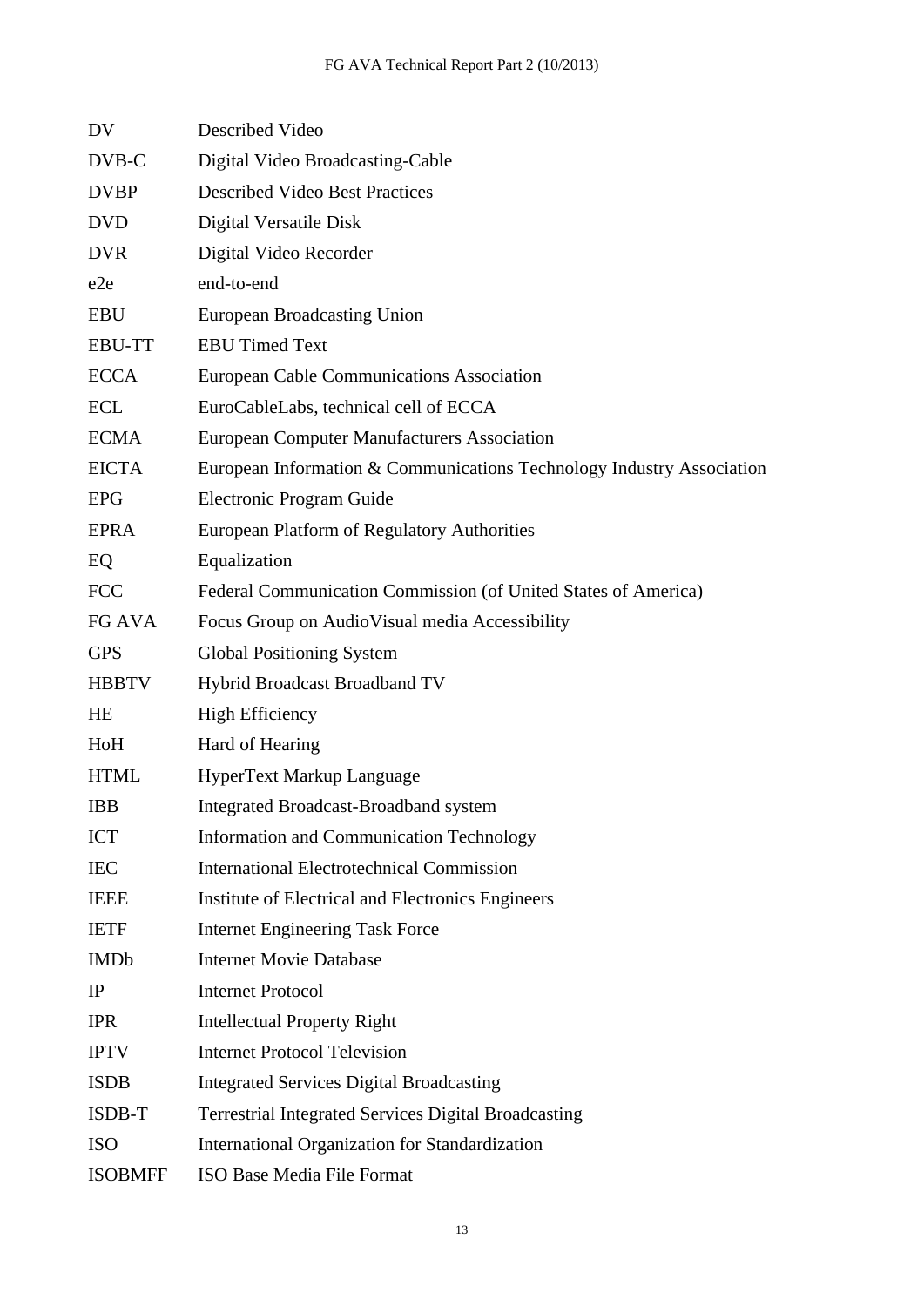| | |
|---|---|
| DV | Described Video |
| DVB-C | Digital Video Broadcasting-Cable |
| DVBP | Described Video Best Practices |
| DVD | Digital Versatile Disk |
| DVR | Digital Video Recorder |
| e2e | end-to-end |
| EBU | European Broadcasting Union |
| EBU-TT | EBU Timed Text |
| ECCA | European Cable Communications Association |
| ECL | EuroCableLabs, technical cell of ECCA |
| ECMA | European Computer Manufacturers Association |
| EICTA | European Information & Communications Technology Industry Association |
| EPG | Electronic Program Guide |
| EPRA | European Platform of Regulatory Authorities |
| EQ | Equalization |
| FCC | Federal Communication Commission (of United States of America) |
| FG AVA | Focus Group on AudioVisual media Accessibility |
| GPS | Global Positioning System |
| HBBTV | Hybrid Broadcast Broadband TV |
| HE | High Efficiency |
| HoH | Hard of Hearing |
| HTML | HyperText Markup Language |
| IBB | Integrated Broadcast-Broadband system |
| ICT | Information and Communication Technology |
| IEC | International Electrotechnical Commission |
| IEEE | Institute of Electrical and Electronics Engineers |
| IETF | Internet Engineering Task Force |
| IMDb | Internet Movie Database |
| IP | Internet Protocol |
| IPR | Intellectual Property Right |
| IPTV | Internet Protocol Television |
| ISDB | Integrated Services Digital Broadcasting |
| ISDB-T | Terrestrial Integrated Services Digital Broadcasting |
| ISO | International Organization for Standardization |
| ISOBMFF | ISO Base Media File Format |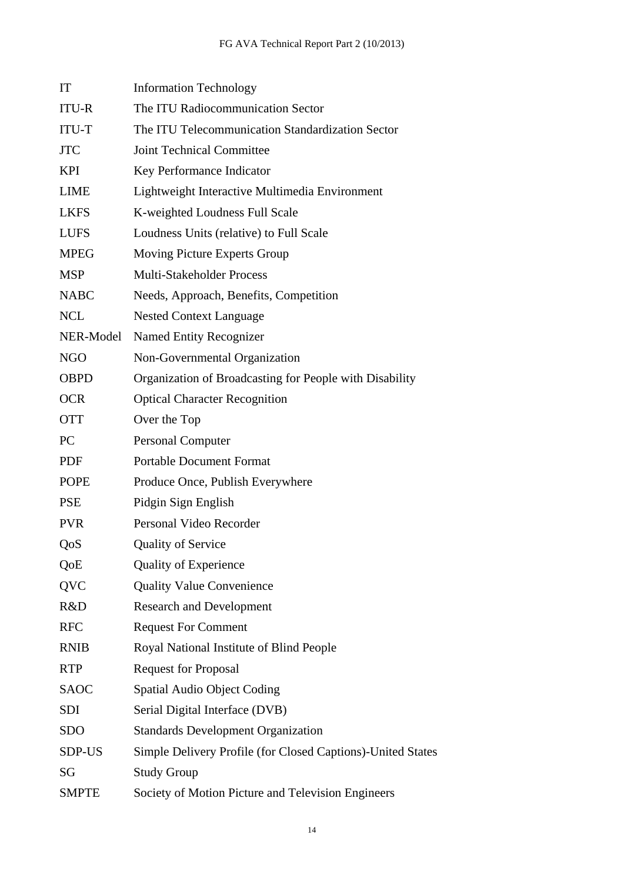| | |
|---|---|
| IT | Information Technology |
| ITU-R | The ITU Radiocommunication Sector |
| ITU-T | The ITU Telecommunication Standardization Sector |
| JTC | Joint Technical Committee |
| KPI | Key Performance Indicator |
| LIME | Lightweight Interactive Multimedia Environment |
| LKFS | K-weighted Loudness Full Scale |
| LUFS | Loudness Units (relative) to Full Scale |
| MPEG | Moving Picture Experts Group |
| MSP | Multi-Stakeholder Process |
| NABC | Needs, Approach, Benefits, Competition |
| NCL | Nested Context Language |
| NER-Model | Named Entity Recognizer |
| NGO | Non-Governmental Organization |
| OBPD | Organization of Broadcasting for People with Disability |
| OCR | Optical Character Recognition |
| OTT | Over the Top |
| PC | Personal Computer |
| PDF | Portable Document Format |
| POPE | Produce Once, Publish Everywhere |
| PSE | Pidgin Sign English |
| PVR | Personal Video Recorder |
| QoS | Quality of Service |
| QoE | Quality of Experience |
| QVC | Quality Value Convenience |
| R&D | Research and Development |
| RFC | Request For Comment |
| RNIB | Royal National Institute of Blind People |
| RTP | Request for Proposal |
| SAOC | Spatial Audio Object Coding |
| SDI | Serial Digital Interface (DVB) |
| SDO | Standards Development Organization |
| SDP-US | Simple Delivery Profile (for Closed Captions)-United States |
| SG | Study Group |
| SMPTE | Society of Motion Picture and Television Engineers |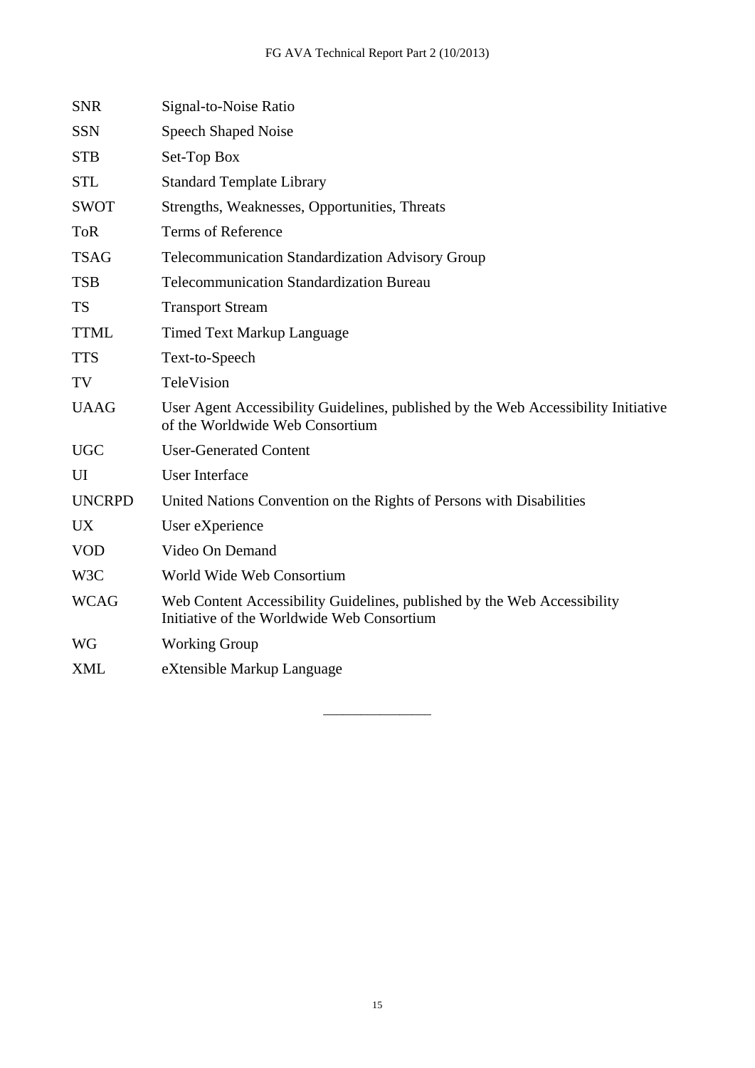| | |
|---|---|
| SNR | Signal-to-Noise Ratio |
| SSN | Speech Shaped Noise |
| STB | Set-Top Box |
| STL | Standard Template Library |
| SWOT | Strengths, Weaknesses, Opportunities, Threats |
| ToR | Terms of Reference |
| TSAG | Telecommunication Standardization Advisory Group |
| TSB | Telecommunication Standardization Bureau |
| TS | Transport Stream |
| TTML | Timed Text Markup Language |
| TTS | Text-to-Speech |
| TV | TeleVision |
| UAAG | User Agent Accessibility Guidelines, published by the Web Accessibility Initiative of the Worldwide Web Consortium |
| UGC | User-Generated Content |
| UI | User Interface |
| UNCRPD | United Nations Convention on the Rights of Persons with Disabilities |
| UX | User eXperience |
| VOD | Video On Demand |
| W3C | World Wide Web Consortium |
| WCAG | Web Content Accessibility Guidelines, published by the Web Accessibility Initiative of the Worldwide Web Consortium |
| WG | Working Group |
| XML | eXtensible Markup Language |

______________